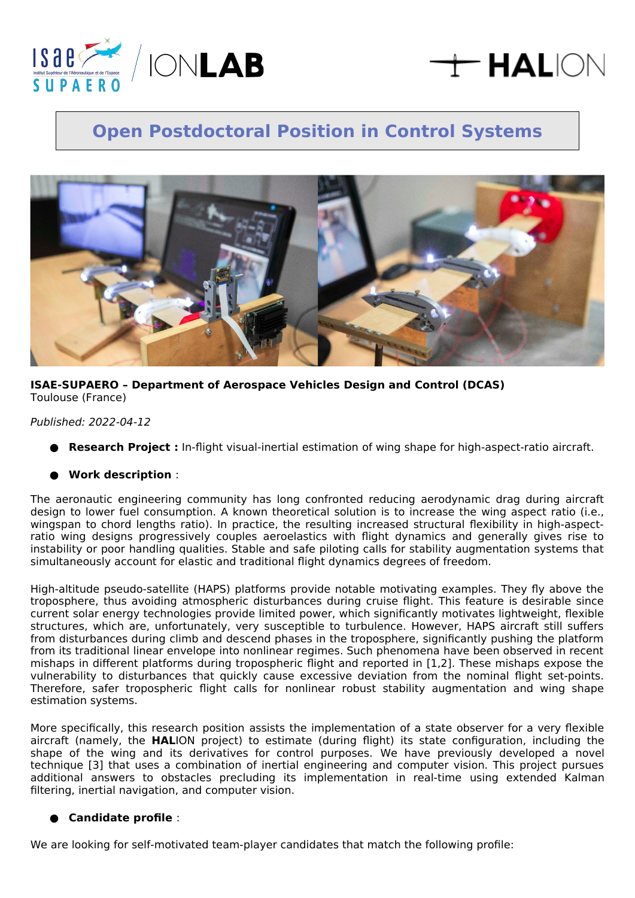# Open Postdoctoral Position in Control Systems

**ISAE-SUPAERO – Department of Aerospace Vehicles Design and Control (DCAS)**
Toulouse (France)

*Published: 2022-04-12*

- **Research Project :** In-flight visual-inertial estimation of wing shape for high-aspect-ratio aircraft.
- **Work description** :

The aeronautic engineering community has long confronted reducing aerodynamic drag during aircraft design to lower fuel consumption. A known theoretical solution is to increase the wing aspect ratio (i.e., wingspan to chord lengths ratio). In practice, the resulting increased structural flexibility in high-aspect-ratio wing designs progressively couples aeroelastics with flight dynamics and generally gives rise to instability or poor handling qualities. Stable and safe piloting calls for stability augmentation systems that simultaneously account for elastic and traditional flight dynamics degrees of freedom.

High-altitude pseudo-satellite (HAPS) platforms provide notable motivating examples. They fly above the troposphere, thus avoiding atmospheric disturbances during cruise flight. This feature is desirable since current solar energy technologies provide limited power, which significantly motivates lightweight, flexible structures, which are, unfortunately, very susceptible to turbulence. However, HAPS aircraft still suffers from disturbances during climb and descend phases in the troposphere, significantly pushing the platform from its traditional linear envelope into nonlinear regimes. Such phenomena have been observed in recent mishaps in different platforms during tropospheric flight and reported in [1,2]. These mishaps expose the vulnerability to disturbances that quickly cause excessive deviation from the nominal flight set-points. Therefore, safer tropospheric flight calls for nonlinear robust stability augmentation and wing shape estimation systems.

More specifically, this research position assists the implementation of a state observer for a very flexible aircraft (namely, the **HAL**ION project) to estimate (during flight) its state configuration, including the shape of the wing and its derivatives for control purposes. We have previously developed a novel technique [3] that uses a combination of inertial engineering and computer vision. This project pursues additional answers to obstacles precluding its implementation in real-time using extended Kalman filtering, inertial navigation, and computer vision.

- **Candidate profile** :

We are looking for self-motivated team-player candidates that match the following profile: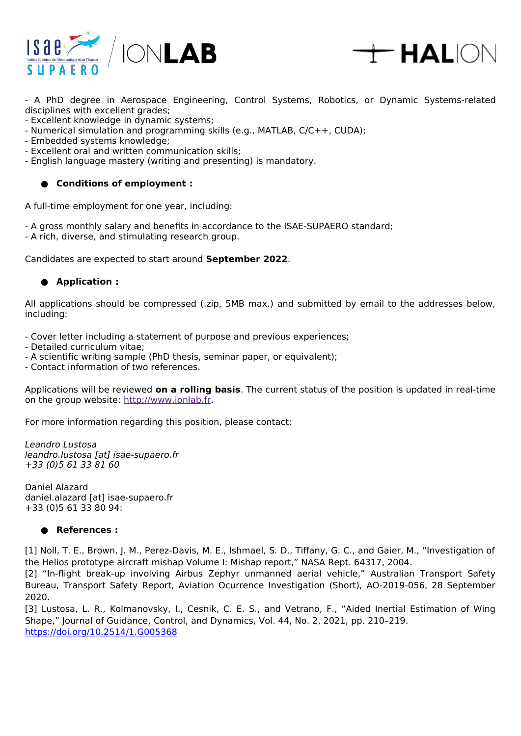- A PhD degree in Aerospace Engineering, Control Systems, Robotics, or Dynamic Systems-related disciplines with excellent grades;
- Excellent knowledge in dynamic systems;
- Numerical simulation and programming skills (e.g., MATLAB, C/C++, CUDA);
- Embedded systems knowledge;
- Excellent oral and written communication skills;
- English language mastery (writing and presenting) is mandatory.

- **Conditions of employment :**

A full-time employment for one year, including:

- A gross monthly salary and benefits in accordance to the ISAE-SUPAERO standard;
- A rich, diverse, and stimulating research group.

Candidates are expected to start around **September 2022**.

- **Application :**

All applications should be compressed (.zip, 5MB max.) and submitted by email to the addresses below, including:

- Cover letter including a statement of purpose and previous experiences;
- Detailed curriculum vitae;
- A scientific writing sample (PhD thesis, seminar paper, or equivalent);
- Contact information of two references.

Applications will be reviewed **on a rolling basis**. The current status of the position is updated in real-time on the group website: http://www.ionlab.fr.

For more information regarding this position, please contact:

*Leandro Lustosa*
*leandro.lustosa [at] isae-supaero.fr*
*+33 (0)5 61 33 81 60*

Daniel Alazard
daniel.alazard [at] isae-supaero.fr
+33 (0)5 61 33 80 94:

- **References :**

[1] Noll, T. E., Brown, J. M., Perez-Davis, M. E., Ishmael, S. D., Tiffany, G. C., and Gaier, M., "Investigation of the Helios prototype aircraft mishap Volume I: Mishap report," NASA Rept. 64317, 2004.
[2] "In-flight break-up involving Airbus Zephyr unmanned aerial vehicle," Australian Transport Safety Bureau, Transport Safety Report, Aviation Ocurrence Investigation (Short), AO-2019-056, 28 September 2020.
[3] Lustosa, L. R., Kolmanovsky, I., Cesnik, C. E. S., and Vetrano, F., "Aided Inertial Estimation of Wing Shape," Journal of Guidance, Control, and Dynamics, Vol. 44, No. 2, 2021, pp. 210–219. https://doi.org/10.2514/1.G005368